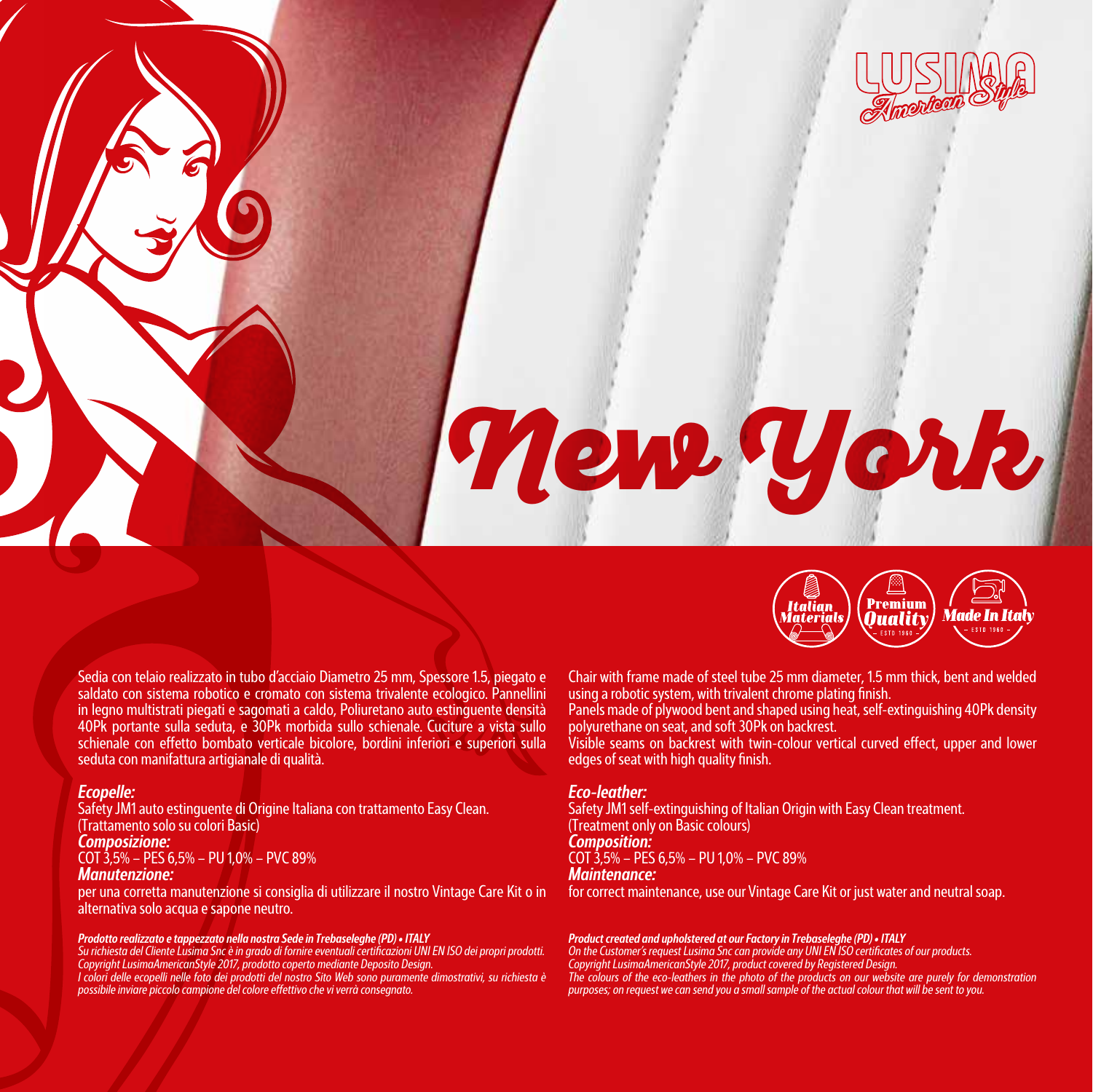LUSIMA
American Style

# New York

Italian Materials | Premium Quality – ESTD 1960 – | Made In Italy – ESTD 1960 –

Sedia con telaio realizzato in tubo d'acciaio Diametro 25 mm, Spessore 1.5, piegato e saldato con sistema robotico e cromato con sistema trivalente ecologico. Pannellini in legno multistrati piegati e sagomati a caldo, Poliuretano auto estinguente densità 40Pk portante sulla seduta, e 30Pk morbida sullo schienale. Cuciture a vista sullo schienale con effetto bombato verticale bicolore, bordini inferiori e superiori sulla seduta con manifattura artigianale di qualità.

***Ecopelle:***
Safety JM1 auto estinguente di Origine Italiana con trattamento Easy Clean.
(Trattamento solo su colori Basic)
***Composizione:***
COT 3,5% – PES 6,5% – PU 1,0% – PVC 89%
***Manutenzione:***
per una corretta manutenzione si consiglia di utilizzare il nostro Vintage Care Kit o in alternativa solo acqua e sapone neutro.

***Prodotto realizzato e tappezzato nella nostra Sede in Trebaseleghe (PD) • ITALY***
*Su richiesta del Cliente Lusima Snc è in grado di fornire eventuali certificazioni UNI EN ISO dei propri prodotti.*
*Copyright LusimaAmericanStyle 2017, prodotto coperto mediante Deposito Design.*
*I colori delle ecopelli nelle foto dei prodotti del nostro Sito Web sono puramente dimostrativi, su richiesta è possibile inviare piccolo campione del colore effettivo che vi verrà consegnato.*

Chair with frame made of steel tube 25 mm diameter, 1.5 mm thick, bent and welded using a robotic system, with trivalent chrome plating finish.
Panels made of plywood bent and shaped using heat, self-extinguishing 40Pk density polyurethane on seat, and soft 30Pk on backrest.
Visible seams on backrest with twin-colour vertical curved effect, upper and lower edges of seat with high quality finish.

***Eco-leather:***
Safety JM1 self-extinguishing of Italian Origin with Easy Clean treatment.
(Treatment only on Basic colours)
***Composition:***
COT 3,5% – PES 6,5% – PU 1,0% – PVC 89%
***Maintenance:***
for correct maintenance, use our Vintage Care Kit or just water and neutral soap.

***Product created and upholstered at our Factory in Trebaseleghe (PD) • ITALY***
*On the Customer's request Lusima Snc can provide any UNI EN ISO certificates of our products.*
*Copyright LusimaAmericanStyle 2017, product covered by Registered Design.*
*The colours of the eco-leathers in the photo of the products on our website are purely for demonstration purposes; on request we can send you a small sample of the actual colour that will be sent to you.*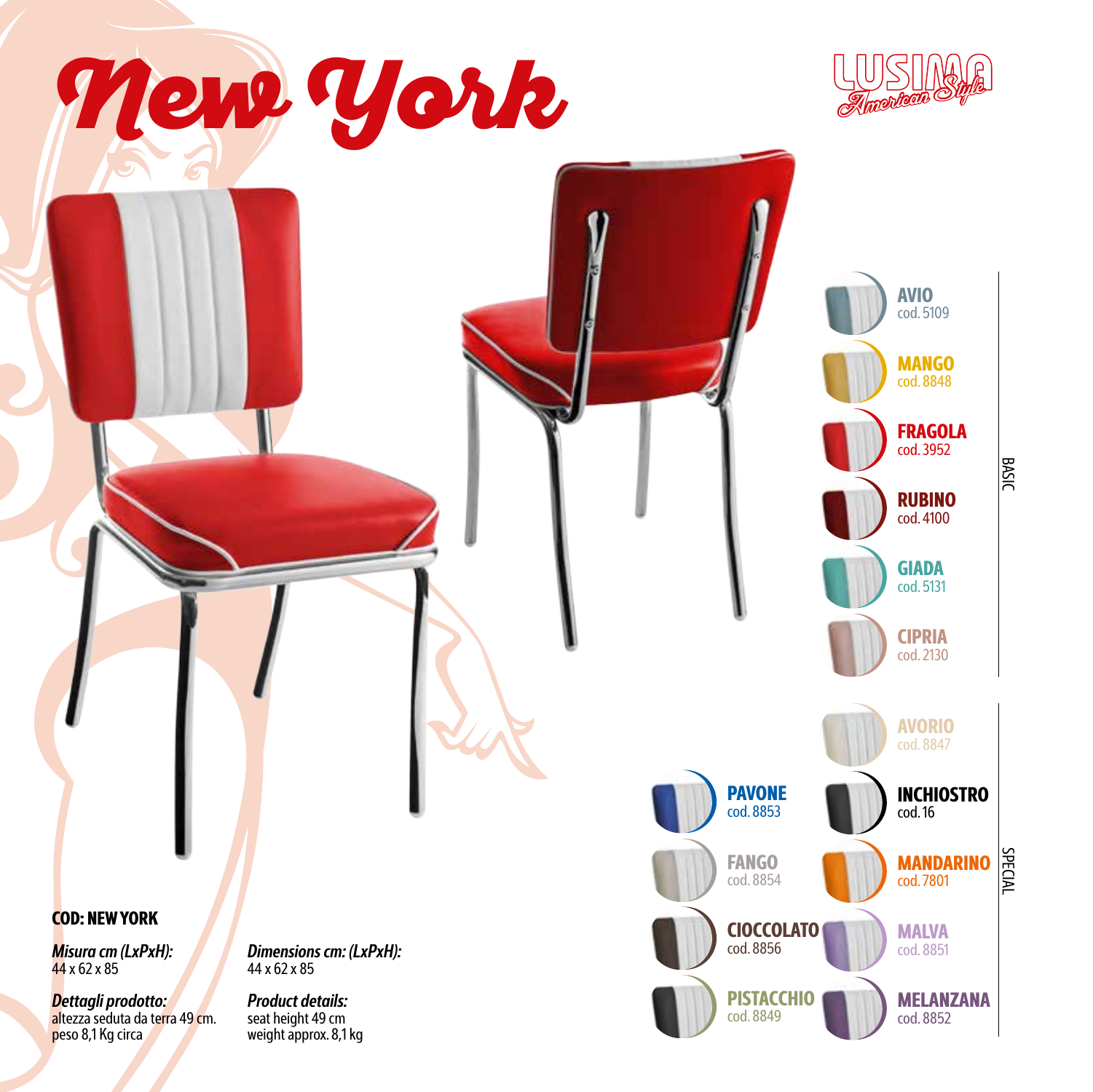# New York

LUSIMA American Style

**AVIO**
cod. 5109

**MANGO**
cod. 8848

**FRAGOLA**
cod. 3952

**RUBINO**
cod. 4100

**GIADA**
cod. 5131

**CIPRIA**
cod. 2130

BASIC

**AVORIO**
cod. 8847

**PAVONE**
cod. 8853

**INCHIOSTRO**
cod. 16

**FANGO**
cod. 8854

**MANDARINO**
cod. 7801

**CIOCCOLATO**
cod. 8856

**MALVA**
cod. 8851

**PISTACCHIO**
cod. 8849

**MELANZANA**
cod. 8852

SPECIAL

**COD: NEW YORK**

***Misura cm (LxPxH):***
44 x 62 x 85

***Dettagli prodotto:***
altezza seduta da terra 49 cm.
peso 8,1 Kg circa

***Dimensions cm: (LxPxH):***
44 x 62 x 85

***Product details:***
seat height 49 cm
weight approx. 8,1 kg